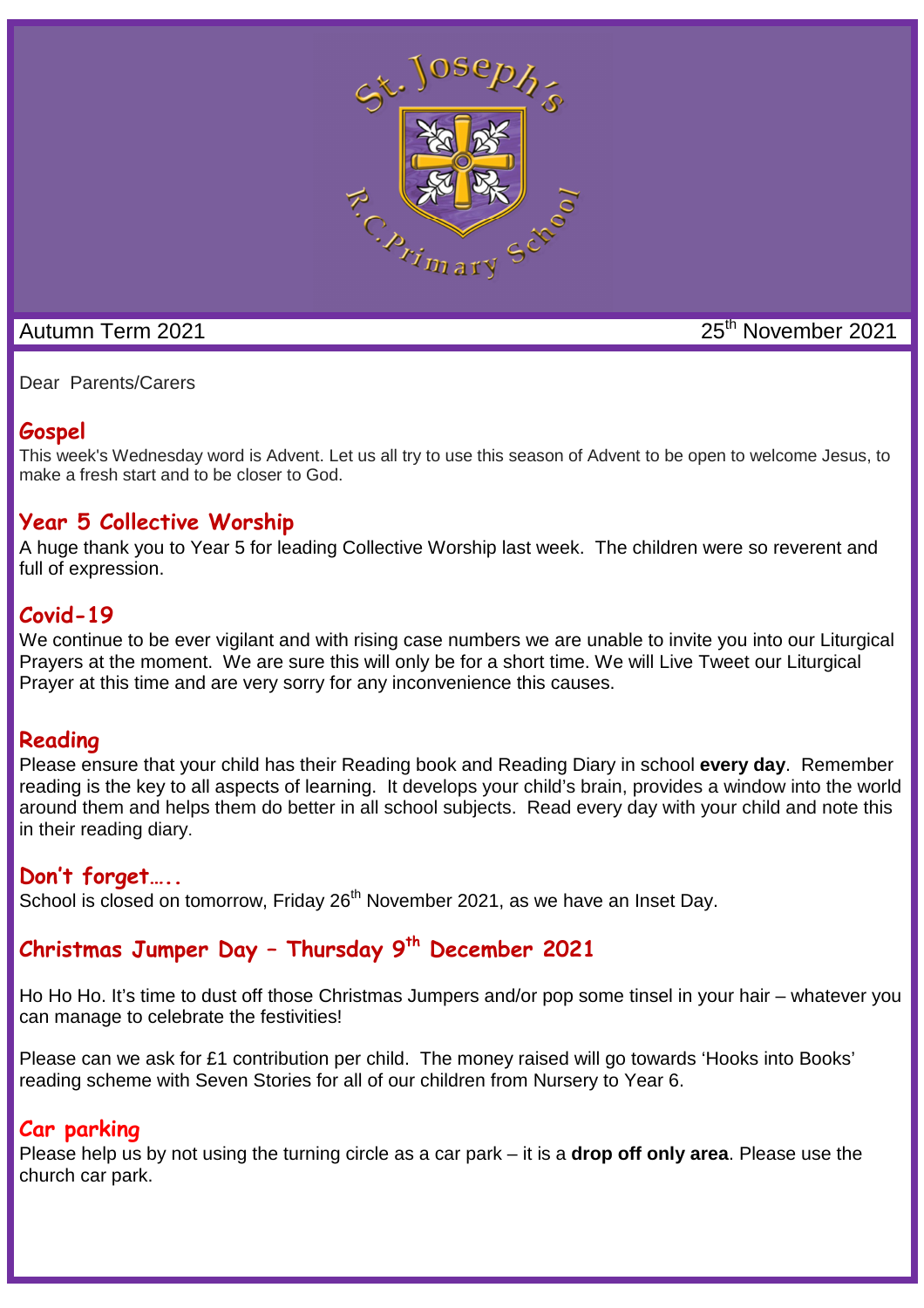Autumn Term 2021 — 25th November 2021

Dear Parents/Carers

## Gospel

This week's Wednesday word is Advent. Let us all try to use this season of Advent to be open to welcome Jesus, to make a fresh start and to be closer to God.

## Year 5 Collective Worship

A huge thank you to Year 5 for leading Collective Worship last week. The children were so reverent and full of expression.

## Covid-19

We continue to be ever vigilant and with rising case numbers we are unable to invite you into our Liturgical Prayers at the moment. We are sure this will only be for a short time. We will Live Tweet our Liturgical Prayer at this time and are very sorry for any inconvenience this causes.

## Reading

Please ensure that your child has their Reading book and Reading Diary in school **every day**. Remember reading is the key to all aspects of learning. It develops your child's brain, provides a window into the world around them and helps them do better in all school subjects. Read every day with your child and note this in their reading diary.

## Don't forget…..

School is closed on tomorrow, Friday 26th November 2021, as we have an Inset Day.

## Christmas Jumper Day – Thursday 9th December 2021

Ho Ho Ho. It's time to dust off those Christmas Jumpers and/or pop some tinsel in your hair – whatever you can manage to celebrate the festivities!

Please can we ask for £1 contribution per child. The money raised will go towards 'Hooks into Books' reading scheme with Seven Stories for all of our children from Nursery to Year 6.

## Car parking

Please help us by not using the turning circle as a car park – it is a **drop off only area**. Please use the church car park.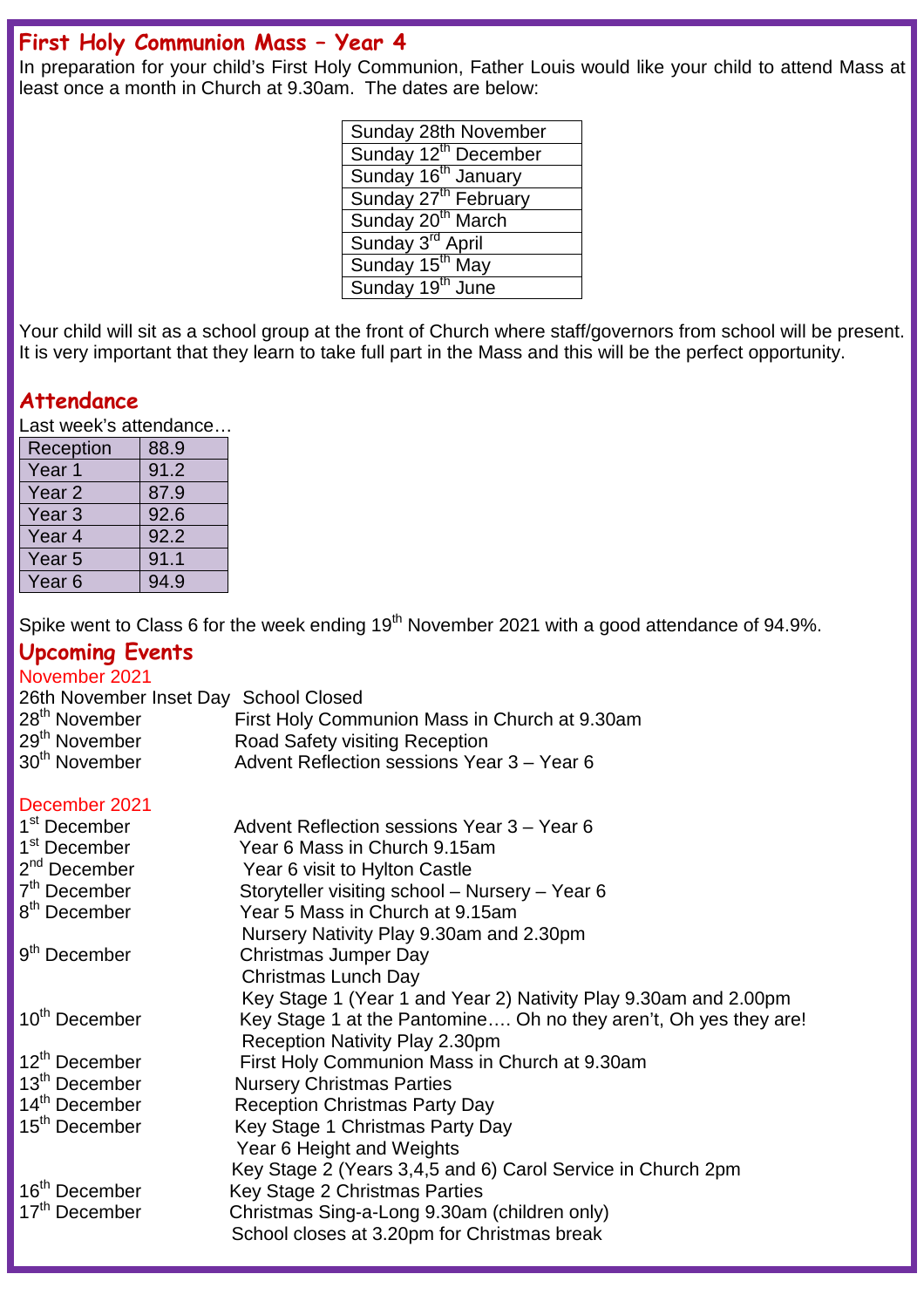## First Holy Communion Mass – Year 4

In preparation for your child's First Holy Communion, Father Louis would like your child to attend Mass at least once a month in Church at 9.30am. The dates are below:

| Sunday 28th November |
|---|
| Sunday 12th December |
| Sunday 16th January |
| Sunday 27th February |
| Sunday 20th March |
| Sunday 3rd April |
| Sunday 15th May |
| Sunday 19th June |

Your child will sit as a school group at the front of Church where staff/governors from school will be present. It is very important that they learn to take full part in the Mass and this will be the perfect opportunity.

## Attendance

Last week's attendance…

| Reception | 88.9 |
|---|---|
| Year 1 | 91.2 |
| Year 2 | 87.9 |
| Year 3 | 92.6 |
| Year 4 | 92.2 |
| Year 5 | 91.1 |
| Year 6 | 94.9 |

Spike went to Class 6 for the week ending 19th November 2021 with a good attendance of 94.9%.

## Upcoming Events

**November 2021**

26th November Inset Day School Closed
28th November First Holy Communion Mass in Church at 9.30am
29th November Road Safety visiting Reception
30th November Advent Reflection sessions Year 3 – Year 6

**December 2021**

1st December Advent Reflection sessions Year 3 – Year 6
1st December Year 6 Mass in Church 9.15am
2nd December Year 6 visit to Hylton Castle
7th December Storyteller visiting school – Nursery – Year 6
8th December Year 5 Mass in Church at 9.15am
Nursery Nativity Play 9.30am and 2.30pm
9th December Christmas Jumper Day
Christmas Lunch Day
Key Stage 1 (Year 1 and Year 2) Nativity Play 9.30am and 2.00pm
10th December Key Stage 1 at the Pantomine…. Oh no they aren't, Oh yes they are!
Reception Nativity Play 2.30pm
12th December First Holy Communion Mass in Church at 9.30am
13th December Nursery Christmas Parties
14th December Reception Christmas Party Day
15th December Key Stage 1 Christmas Party Day
Year 6 Height and Weights
Key Stage 2 (Years 3,4,5 and 6) Carol Service in Church 2pm
16th December Key Stage 2 Christmas Parties
17th December Christmas Sing-a-Long 9.30am (children only)
School closes at 3.20pm for Christmas break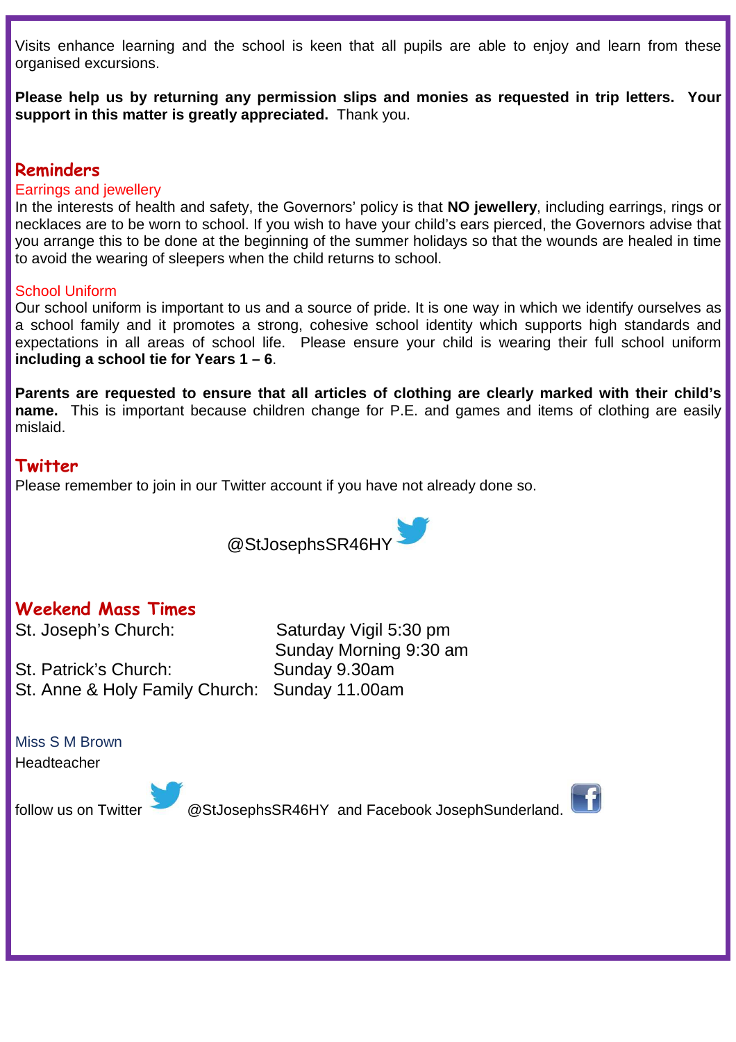Visits enhance learning and the school is keen that all pupils are able to enjoy and learn from these organised excursions.

**Please help us by returning any permission slips and monies as requested in trip letters. Your support in this matter is greatly appreciated.** Thank you.

## Reminders

### Earrings and jewellery

In the interests of health and safety, the Governors' policy is that **NO jewellery**, including earrings, rings or necklaces are to be worn to school. If you wish to have your child's ears pierced, the Governors advise that you arrange this to be done at the beginning of the summer holidays so that the wounds are healed in time to avoid the wearing of sleepers when the child returns to school.

### School Uniform

Our school uniform is important to us and a source of pride. It is one way in which we identify ourselves as a school family and it promotes a strong, cohesive school identity which supports high standards and expectations in all areas of school life. Please ensure your child is wearing their full school uniform **including a school tie for Years 1 – 6**.

**Parents are requested to ensure that all articles of clothing are clearly marked with their child's name.** This is important because children change for P.E. and games and items of clothing are easily mislaid.

## Twitter

Please remember to join in our Twitter account if you have not already done so.

@StJosephsSR46HY

## Weekend Mass Times

| | |
|---|---|
| St. Joseph's Church: | Saturday Vigil 5:30 pm |
| | Sunday Morning 9:30 am |
| St. Patrick's Church: | Sunday 9.30am |
| St. Anne & Holy Family Church: | Sunday 11.00am |

Miss S M Brown
Headteacher

follow us on Twitter @StJosephsSR46HY and Facebook JosephSunderland.